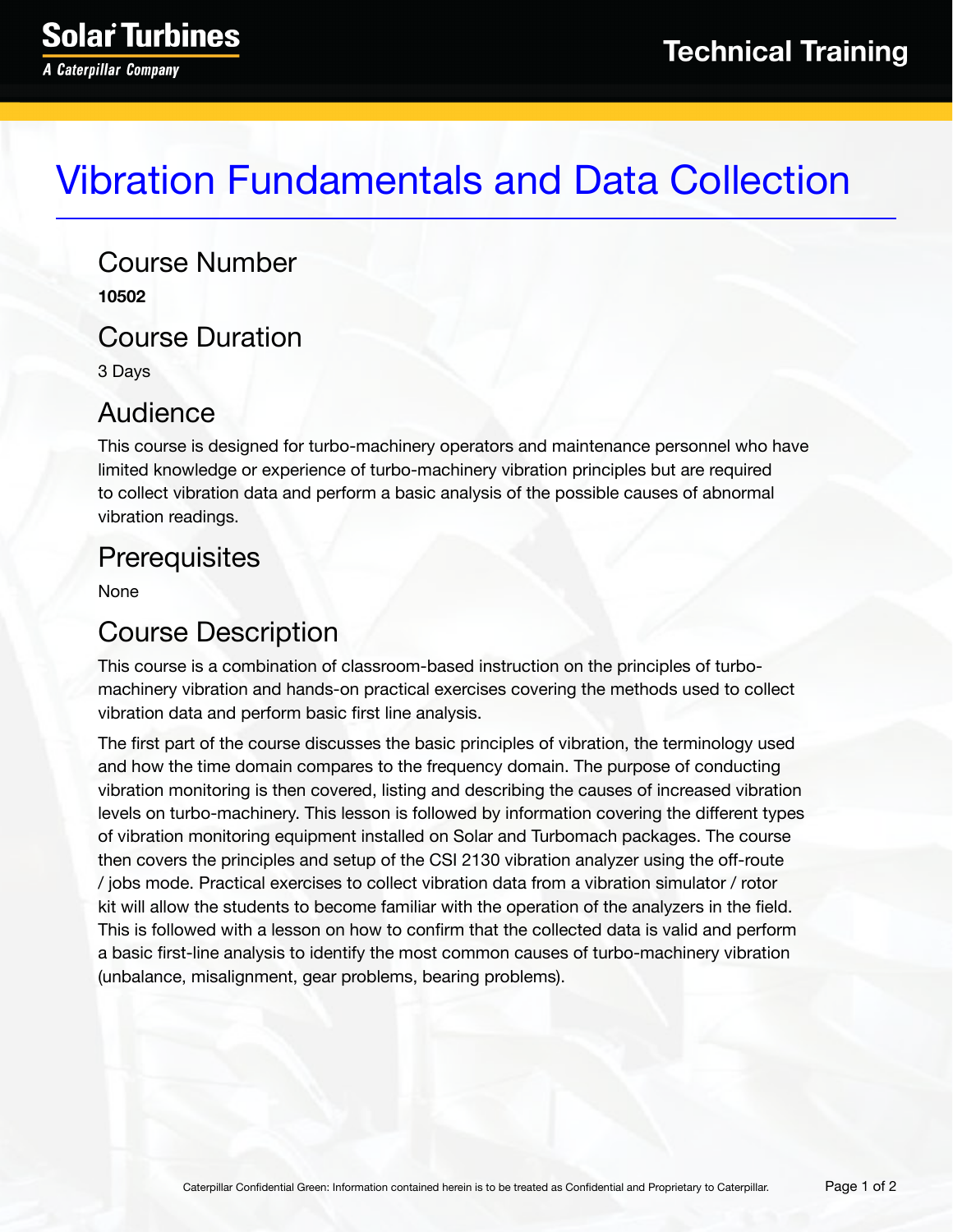Solar Turbines
*A Caterpillar Company*

Technical Training

# Vibration Fundamentals and Data Collection

## Course Number

**10502**

## Course Duration

3 Days

## Audience

This course is designed for turbo-machinery operators and maintenance personnel who have limited knowledge or experience of turbo-machinery vibration principles but are required to collect vibration data and perform a basic analysis of the possible causes of abnormal vibration readings.

## Prerequisites

None

## Course Description

This course is a combination of classroom-based instruction on the principles of turbo-machinery vibration and hands-on practical exercises covering the methods used to collect vibration data and perform basic first line analysis.

The first part of the course discusses the basic principles of vibration, the terminology used and how the time domain compares to the frequency domain. The purpose of conducting vibration monitoring is then covered, listing and describing the causes of increased vibration levels on turbo-machinery. This lesson is followed by information covering the different types of vibration monitoring equipment installed on Solar and Turbomach packages. The course then covers the principles and setup of the CSI 2130 vibration analyzer using the off-route / jobs mode. Practical exercises to collect vibration data from a vibration simulator / rotor kit will allow the students to become familiar with the operation of the analyzers in the field. This is followed with a lesson on how to confirm that the collected data is valid and perform a basic first-line analysis to identify the most common causes of turbo-machinery vibration (unbalance, misalignment, gear problems, bearing problems).

Caterpillar Confidential Green: Information contained herein is to be treated as Confidential and Proprietary to Caterpillar.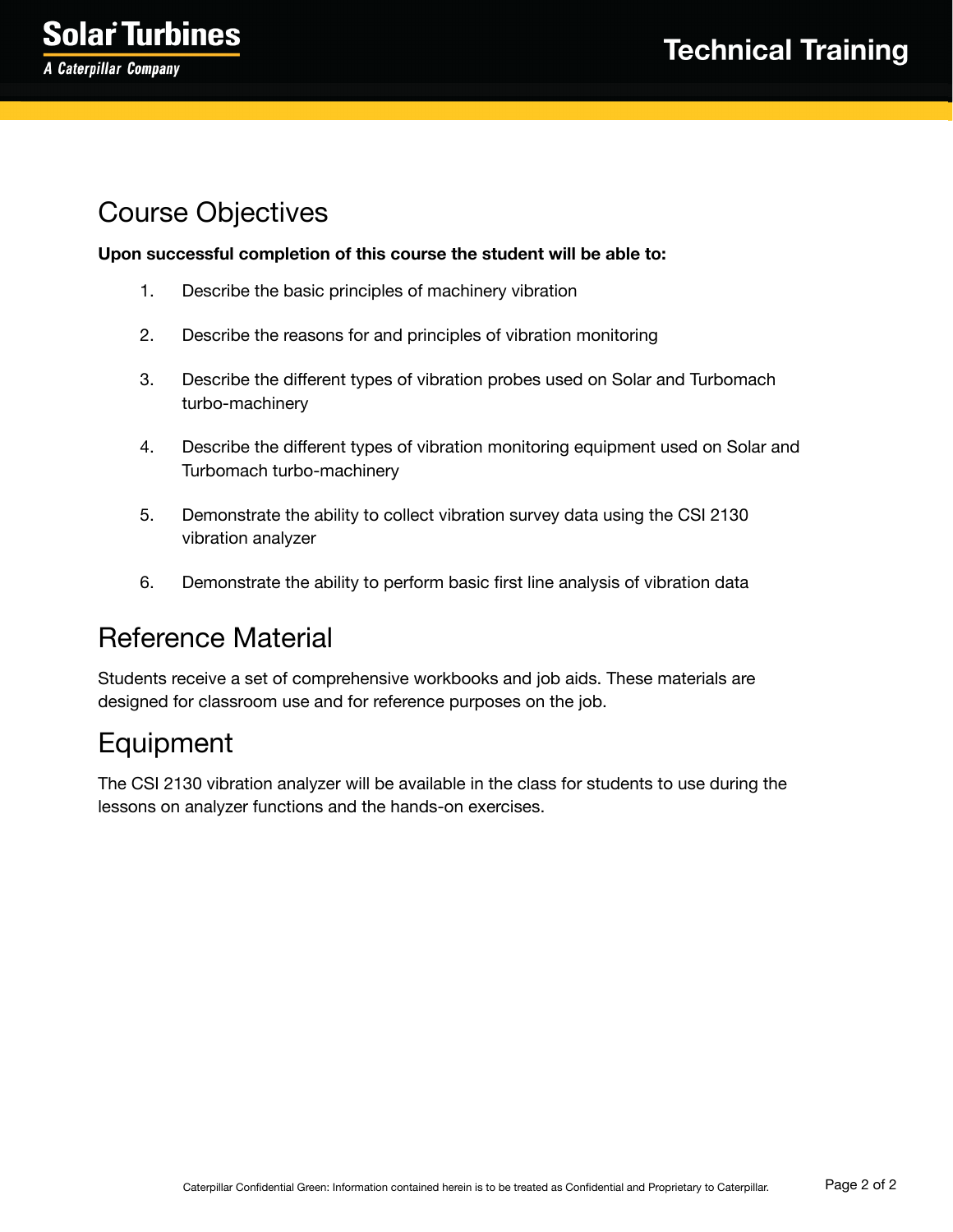## Course Objectives

**Upon successful completion of this course the student will be able to:**

1. Describe the basic principles of machinery vibration
2. Describe the reasons for and principles of vibration monitoring
3. Describe the different types of vibration probes used on Solar and Turbomach turbo-machinery
4. Describe the different types of vibration monitoring equipment used on Solar and Turbomach turbo-machinery
5. Demonstrate the ability to collect vibration survey data using the CSI 2130 vibration analyzer
6. Demonstrate the ability to perform basic first line analysis of vibration data

## Reference Material

Students receive a set of comprehensive workbooks and job aids. These materials are designed for classroom use and for reference purposes on the job.

## Equipment

The CSI 2130 vibration analyzer will be available in the class for students to use during the lessons on analyzer functions and the hands-on exercises.